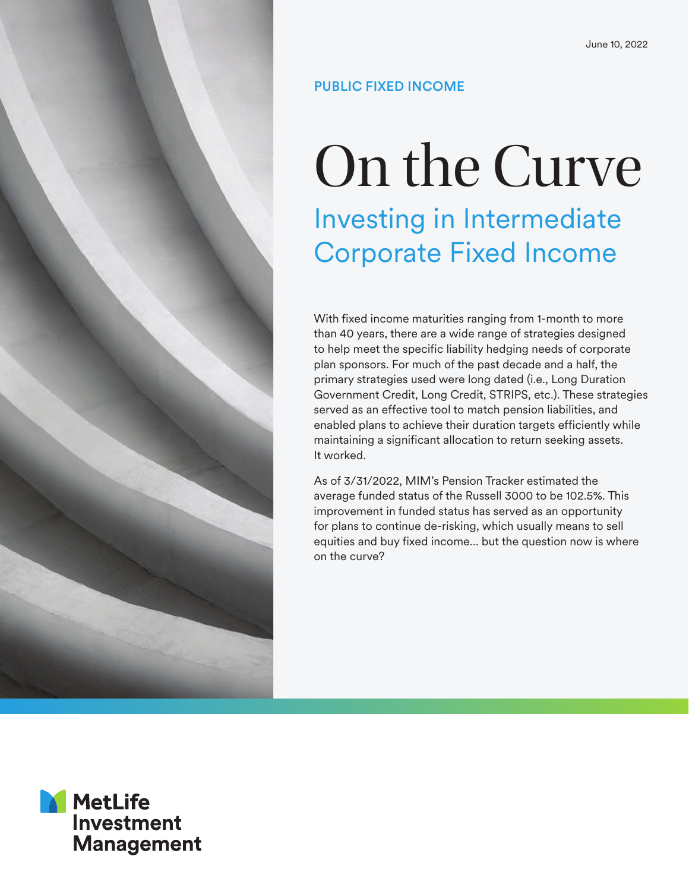June 10, 2022

PUBLIC FIXED INCOME

# On the Curve

## Investing in Intermediate Corporate Fixed Income

With fixed income maturities ranging from 1-month to more than 40 years, there are a wide range of strategies designed to help meet the specific liability hedging needs of corporate plan sponsors. For much of the past decade and a half, the primary strategies used were long dated (i.e., Long Duration Government Credit, Long Credit, STRIPS, etc.). These strategies served as an effective tool to match pension liabilities, and enabled plans to achieve their duration targets efficiently while maintaining a significant allocation to return seeking assets. It worked.

As of 3/31/2022, MIM's Pension Tracker estimated the average funded status of the Russell 3000 to be 102.5%. This improvement in funded status has served as an opportunity for plans to continue de-risking, which usually means to sell equities and buy fixed income... but the question now is where on the curve?

MetLife Investment Management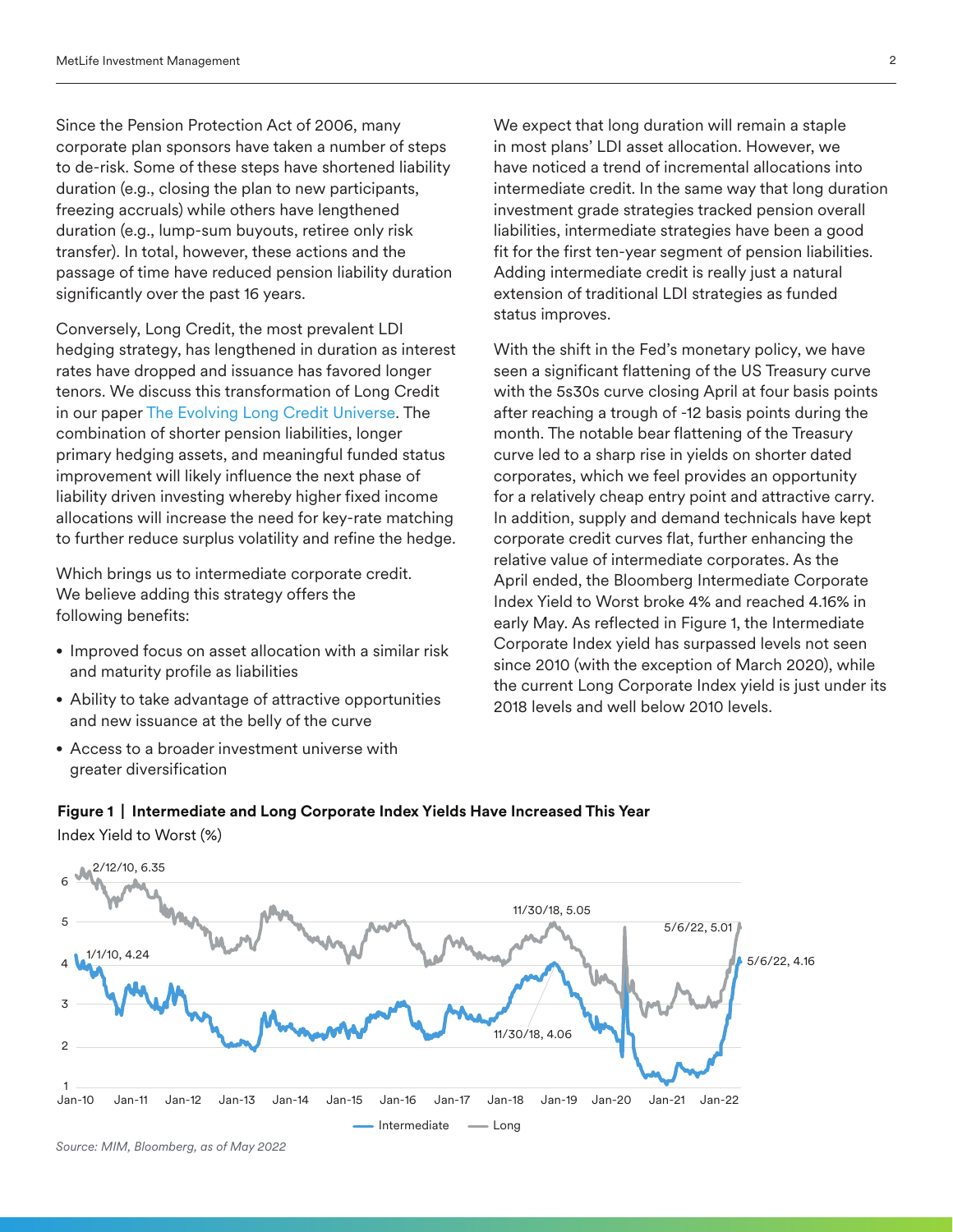Since the Pension Protection Act of 2006, many corporate plan sponsors have taken a number of steps to de-risk. Some of these steps have shortened liability duration (e.g., closing the plan to new participants, freezing accruals) while others have lengthened duration (e.g., lump-sum buyouts, retiree only risk transfer). In total, however, these actions and the passage of time have reduced pension liability duration significantly over the past 16 years.

Conversely, Long Credit, the most prevalent LDI hedging strategy, has lengthened in duration as interest rates have dropped and issuance has favored longer tenors. We discuss this transformation of Long Credit in our paper The Evolving Long Credit Universe. The combination of shorter pension liabilities, longer primary hedging assets, and meaningful funded status improvement will likely influence the next phase of liability driven investing whereby higher fixed income allocations will increase the need for key-rate matching to further reduce surplus volatility and refine the hedge.

Which brings us to intermediate corporate credit. We believe adding this strategy offers the following benefits:

- Improved focus on asset allocation with a similar risk and maturity profile as liabilities
- Ability to take advantage of attractive opportunities and new issuance at the belly of the curve
- Access to a broader investment universe with greater diversification

We expect that long duration will remain a staple in most plans' LDI asset allocation. However, we have noticed a trend of incremental allocations into intermediate credit. In the same way that long duration investment grade strategies tracked pension overall liabilities, intermediate strategies have been a good fit for the first ten-year segment of pension liabilities. Adding intermediate credit is really just a natural extension of traditional LDI strategies as funded status improves.

With the shift in the Fed's monetary policy, we have seen a significant flattening of the US Treasury curve with the 5s30s curve closing April at four basis points after reaching a trough of -12 basis points during the month. The notable bear flattening of the Treasury curve led to a sharp rise in yields on shorter dated corporates, which we feel provides an opportunity for a relatively cheap entry point and attractive carry. In addition, supply and demand technicals have kept corporate credit curves flat, further enhancing the relative value of intermediate corporates. As the April ended, the Bloomberg Intermediate Corporate Index Yield to Worst broke 4% and reached 4.16% in early May. As reflected in Figure 1, the Intermediate Corporate Index yield has surpassed levels not seen since 2010 (with the exception of March 2020), while the current Long Corporate Index yield is just under its 2018 levels and well below 2010 levels.

**Figure 1 | Intermediate and Long Corporate Index Yields Have Increased This Year**

Index Yield to Worst (%)

2/12/10, 6.35
1/1/10, 4.24
11/30/18, 5.05
11/30/18, 4.06
5/6/22, 5.01
5/6/22, 4.16
6
5
4
3
2
1
Jan-10 Jan-11 Jan-12 Jan-13 Jan-14 Jan-15 Jan-16 Jan-17 Jan-18 Jan-19 Jan-20 Jan-21 Jan-22
Intermediate
Long

*Source: MIM, Bloomberg, as of May 2022*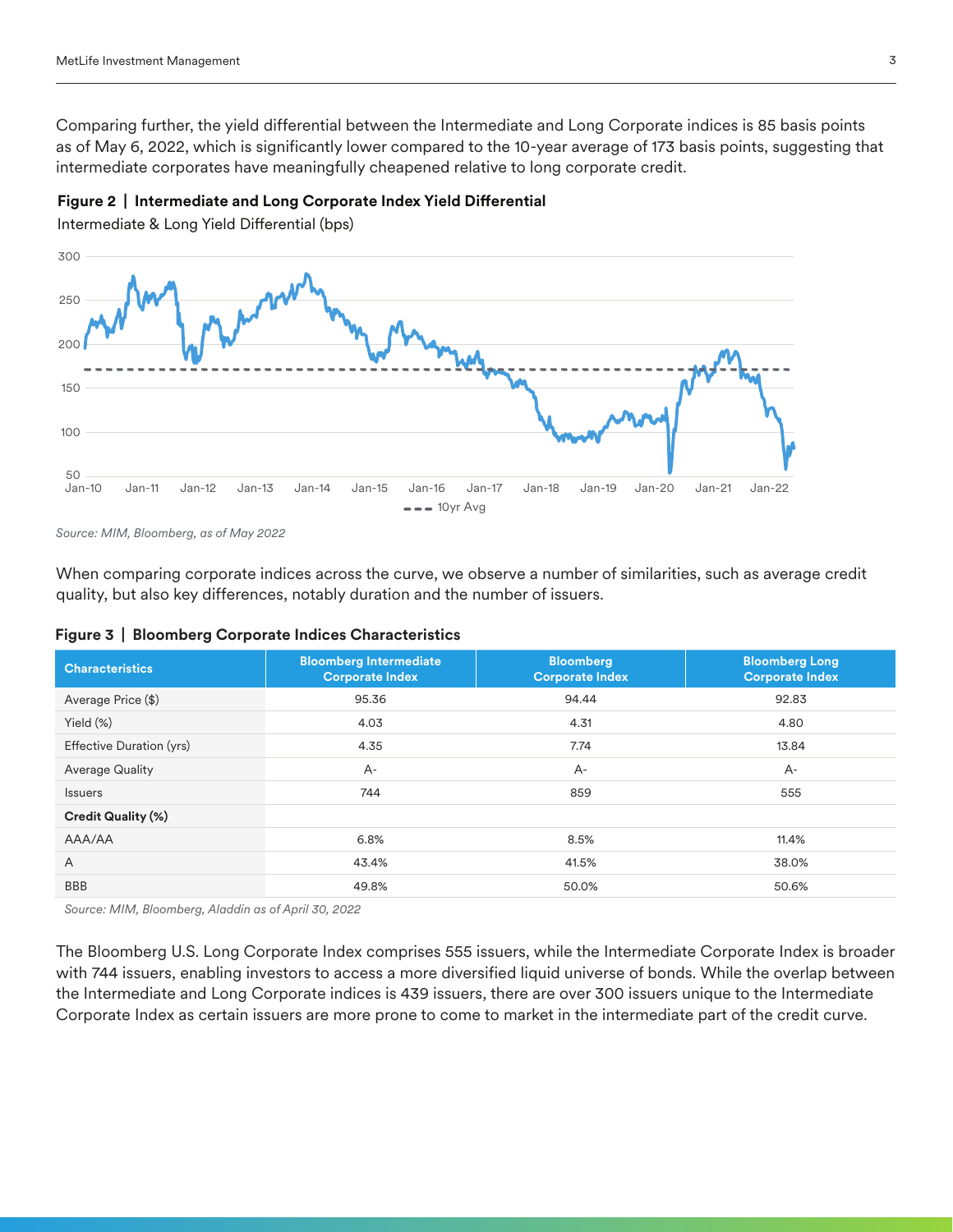Comparing further, the yield differential between the Intermediate and Long Corporate indices is 85 basis points as of May 6, 2022, which is significantly lower compared to the 10-year average of 173 basis points, suggesting that intermediate corporates have meaningfully cheapened relative to long corporate credit.

**Figure 2 | Intermediate and Long Corporate Index Yield Differential**

Intermediate & Long Yield Differential (bps)

300
250
200
150
100
50

Jan-10 Jan-11 Jan-12 Jan-13 Jan-14 Jan-15 Jan-16 Jan-17 Jan-18 Jan-19 Jan-20 Jan-21 Jan-22

10yr Avg

*Source: MIM, Bloomberg, as of May 2022*

When comparing corporate indices across the curve, we observe a number of similarities, such as average credit quality, but also key differences, notably duration and the number of issuers.

**Figure 3 | Bloomberg Corporate Indices Characteristics**

| Characteristics | Bloomberg Intermediate Corporate Index | Bloomberg Corporate Index | Bloomberg Long Corporate Index |
|---|---|---|---|
| Average Price ($) | 95.36 | 94.44 | 92.83 |
| Yield (%) | 4.03 | 4.31 | 4.80 |
| Effective Duration (yrs) | 4.35 | 7.74 | 13.84 |
| Average Quality | A- | A- | A- |
| Issuers | 744 | 859 | 555 |
| **Credit Quality (%)** | | | |
| AAA/AA | 6.8% | 8.5% | 11.4% |
| A | 43.4% | 41.5% | 38.0% |
| BBB | 49.8% | 50.0% | 50.6% |

*Source: MIM, Bloomberg, Aladdin as of April 30, 2022*

The Bloomberg U.S. Long Corporate Index comprises 555 issuers, while the Intermediate Corporate Index is broader with 744 issuers, enabling investors to access a more diversified liquid universe of bonds. While the overlap between the Intermediate and Long Corporate indices is 439 issuers, there are over 300 issuers unique to the Intermediate Corporate Index as certain issuers are more prone to come to market in the intermediate part of the credit curve.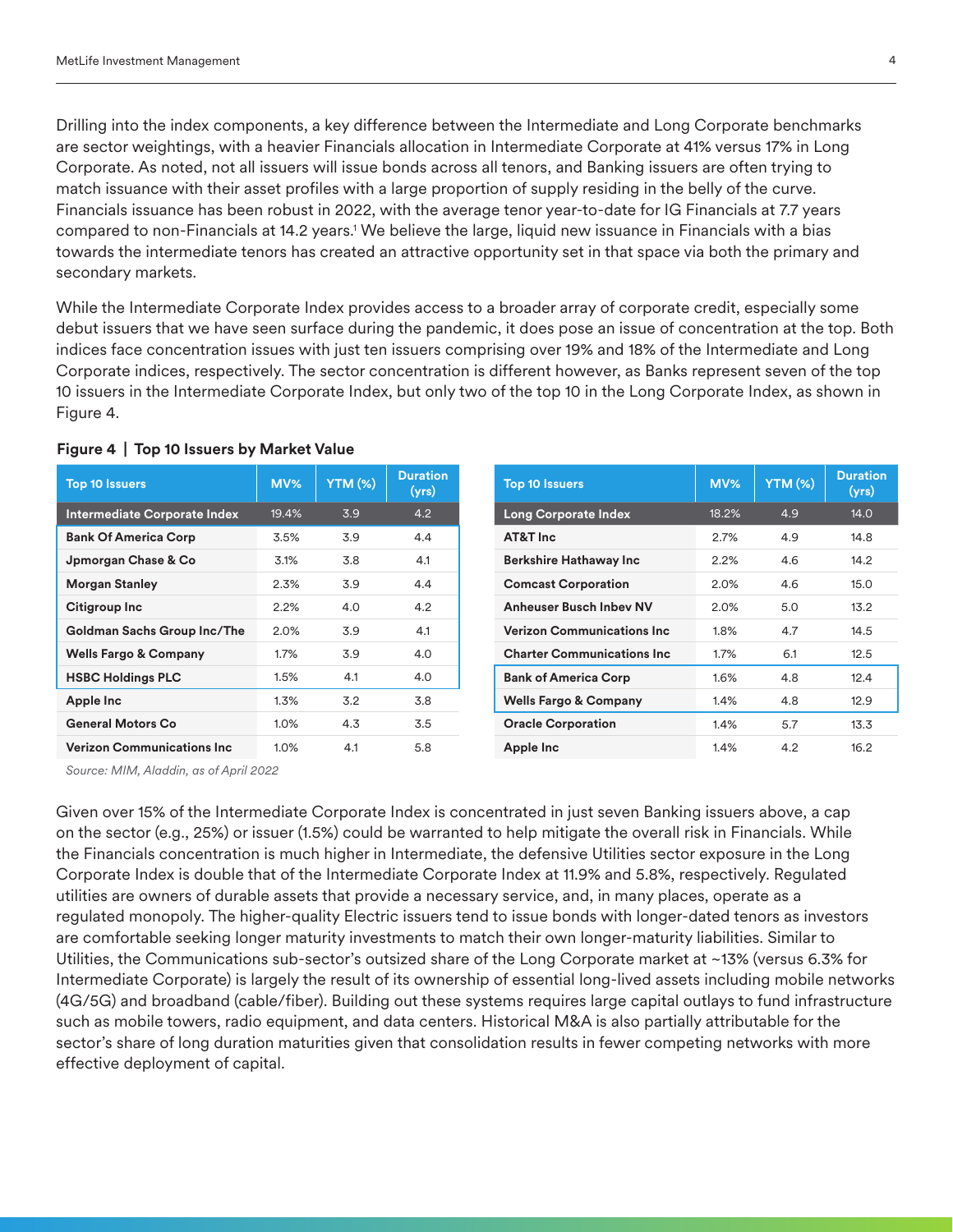Drilling into the index components, a key difference between the Intermediate and Long Corporate benchmarks are sector weightings, with a heavier Financials allocation in Intermediate Corporate at 41% versus 17% in Long Corporate. As noted, not all issuers will issue bonds across all tenors, and Banking issuers are often trying to match issuance with their asset profiles with a large proportion of supply residing in the belly of the curve. Financials issuance has been robust in 2022, with the average tenor year-to-date for IG Financials at 7.7 years compared to non-Financials at 14.2 years.[1] We believe the large, liquid new issuance in Financials with a bias towards the intermediate tenors has created an attractive opportunity set in that space via both the primary and secondary markets.

While the Intermediate Corporate Index provides access to a broader array of corporate credit, especially some debut issuers that we have seen surface during the pandemic, it does pose an issue of concentration at the top. Both indices face concentration issues with just ten issuers comprising over 19% and 18% of the Intermediate and Long Corporate indices, respectively. The sector concentration is different however, as Banks represent seven of the top 10 issuers in the Intermediate Corporate Index, but only two of the top 10 in the Long Corporate Index, as shown in Figure 4.

**Figure 4 | Top 10 Issuers by Market Value**

| Top 10 Issuers | MV% | YTM (%) | Duration (yrs) |
|---|---|---|---|
| **Intermediate Corporate Index** | 19.4% | 3.9 | 4.2 |
| **Bank Of America Corp** | 3.5% | 3.9 | 4.4 |
| **Jpmorgan Chase & Co** | 3.1% | 3.8 | 4.1 |
| **Morgan Stanley** | 2.3% | 3.9 | 4.4 |
| **Citigroup Inc** | 2.2% | 4.0 | 4.2 |
| **Goldman Sachs Group Inc/The** | 2.0% | 3.9 | 4.1 |
| **Wells Fargo & Company** | 1.7% | 3.9 | 4.0 |
| **HSBC Holdings PLC** | 1.5% | 4.1 | 4.0 |
| **Apple Inc** | 1.3% | 3.2 | 3.8 |
| **General Motors Co** | 1.0% | 4.3 | 3.5 |
| **Verizon Communications Inc** | 1.0% | 4.1 | 5.8 |

| Top 10 Issuers | MV% | YTM (%) | Duration (yrs) |
|---|---|---|---|
| **Long Corporate Index** | 18.2% | 4.9 | 14.0 |
| **AT&T Inc** | 2.7% | 4.9 | 14.8 |
| **Berkshire Hathaway Inc** | 2.2% | 4.6 | 14.2 |
| **Comcast Corporation** | 2.0% | 4.6 | 15.0 |
| **Anheuser Busch Inbev NV** | 2.0% | 5.0 | 13.2 |
| **Verizon Communications Inc** | 1.8% | 4.7 | 14.5 |
| **Charter Communications Inc** | 1.7% | 6.1 | 12.5 |
| **Bank of America Corp** | 1.6% | 4.8 | 12.4 |
| **Wells Fargo & Company** | 1.4% | 4.8 | 12.9 |
| **Oracle Corporation** | 1.4% | 5.7 | 13.3 |
| **Apple Inc** | 1.4% | 4.2 | 16.2 |

*Source: MIM, Aladdin, as of April 2022*

Given over 15% of the Intermediate Corporate Index is concentrated in just seven Banking issuers above, a cap on the sector (e.g., 25%) or issuer (1.5%) could be warranted to help mitigate the overall risk in Financials. While the Financials concentration is much higher in Intermediate, the defensive Utilities sector exposure in the Long Corporate Index is double that of the Intermediate Corporate Index at 11.9% and 5.8%, respectively. Regulated utilities are owners of durable assets that provide a necessary service, and, in many places, operate as a regulated monopoly. The higher-quality Electric issuers tend to issue bonds with longer-dated tenors as investors are comfortable seeking longer maturity investments to match their own longer-maturity liabilities. Similar to Utilities, the Communications sub-sector's outsized share of the Long Corporate market at ~13% (versus 6.3% for Intermediate Corporate) is largely the result of its ownership of essential long-lived assets including mobile networks (4G/5G) and broadband (cable/fiber). Building out these systems requires large capital outlays to fund infrastructure such as mobile towers, radio equipment, and data centers. Historical M&A is also partially attributable for the sector's share of long duration maturities given that consolidation results in fewer competing networks with more effective deployment of capital.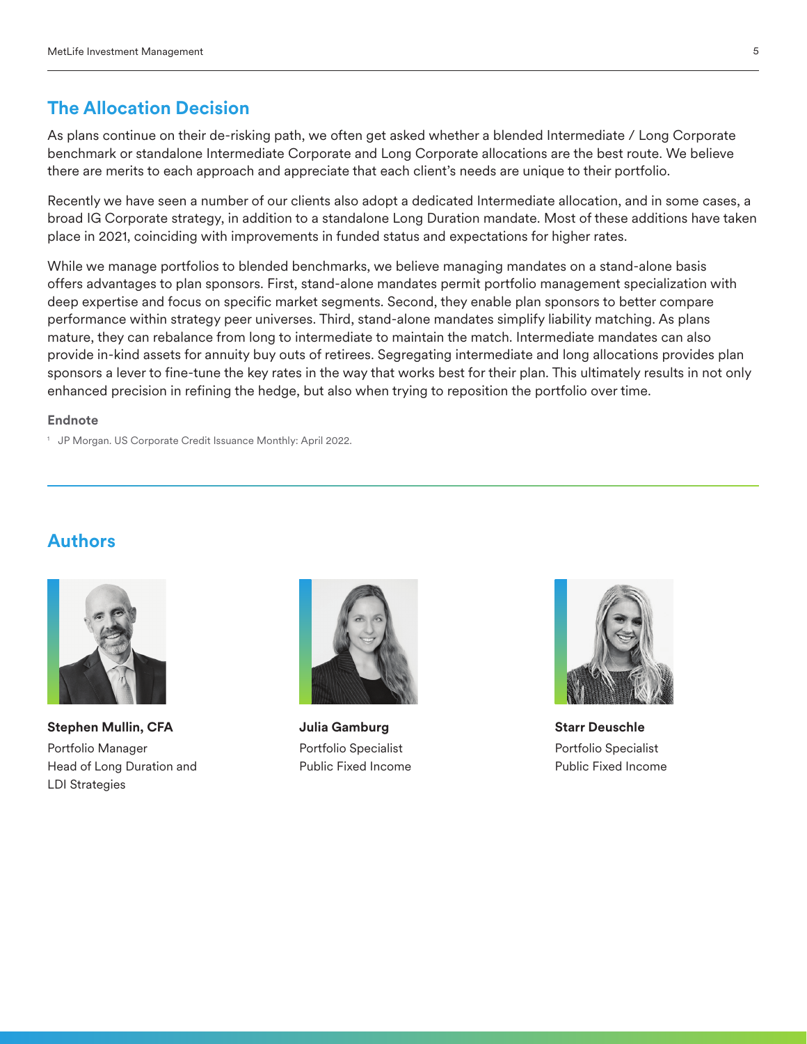## The Allocation Decision

As plans continue on their de-risking path, we often get asked whether a blended Intermediate / Long Corporate benchmark or standalone Intermediate Corporate and Long Corporate allocations are the best route. We believe there are merits to each approach and appreciate that each client's needs are unique to their portfolio.

Recently we have seen a number of our clients also adopt a dedicated Intermediate allocation, and in some cases, a broad IG Corporate strategy, in addition to a standalone Long Duration mandate. Most of these additions have taken place in 2021, coinciding with improvements in funded status and expectations for higher rates.

While we manage portfolios to blended benchmarks, we believe managing mandates on a stand-alone basis offers advantages to plan sponsors. First, stand-alone mandates permit portfolio management specialization with deep expertise and focus on specific market segments. Second, they enable plan sponsors to better compare performance within strategy peer universes. Third, stand-alone mandates simplify liability matching. As plans mature, they can rebalance from long to intermediate to maintain the match. Intermediate mandates can also provide in-kind assets for annuity buy outs of retirees. Segregating intermediate and long allocations provides plan sponsors a lever to fine-tune the key rates in the way that works best for their plan. This ultimately results in not only enhanced precision in refining the hedge, but also when trying to reposition the portfolio over time.

**Endnote**

[1] JP Morgan. US Corporate Credit Issuance Monthly: April 2022.

## Authors

**Stephen Mullin, CFA**
Portfolio Manager
Head of Long Duration and LDI Strategies

**Julia Gamburg**
Portfolio Specialist
Public Fixed Income

**Starr Deuschle**
Portfolio Specialist
Public Fixed Income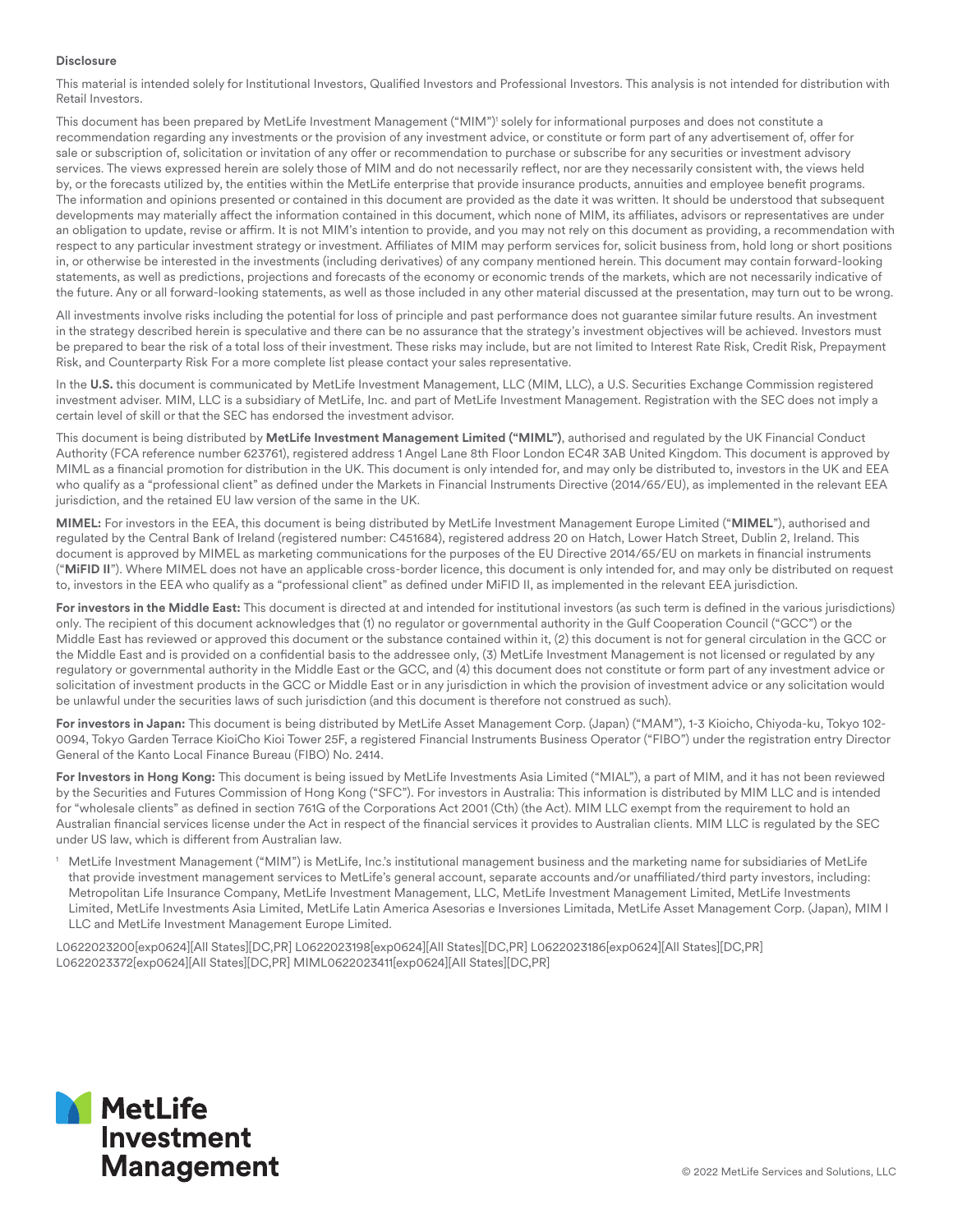**Disclosure**

This material is intended solely for Institutional Investors, Qualified Investors and Professional Investors. This analysis is not intended for distribution with Retail Investors.

This document has been prepared by MetLife Investment Management ("MIM")[1] solely for informational purposes and does not constitute a recommendation regarding any investments or the provision of any investment advice, or constitute or form part of any advertisement of, offer for sale or subscription of, solicitation or invitation of any offer or recommendation to purchase or subscribe for any securities or investment advisory services. The views expressed herein are solely those of MIM and do not necessarily reflect, nor are they necessarily consistent with, the views held by, or the forecasts utilized by, the entities within the MetLife enterprise that provide insurance products, annuities and employee benefit programs. The information and opinions presented or contained in this document are provided as the date it was written. It should be understood that subsequent developments may materially affect the information contained in this document, which none of MIM, its affiliates, advisors or representatives are under an obligation to update, revise or affirm. It is not MIM's intention to provide, and you may not rely on this document as providing, a recommendation with respect to any particular investment strategy or investment. Affiliates of MIM may perform services for, solicit business from, hold long or short positions in, or otherwise be interested in the investments (including derivatives) of any company mentioned herein. This document may contain forward-looking statements, as well as predictions, projections and forecasts of the economy or economic trends of the markets, which are not necessarily indicative of the future. Any or all forward-looking statements, as well as those included in any other material discussed at the presentation, may turn out to be wrong.

All investments involve risks including the potential for loss of principle and past performance does not guarantee similar future results. An investment in the strategy described herein is speculative and there can be no assurance that the strategy's investment objectives will be achieved. Investors must be prepared to bear the risk of a total loss of their investment. These risks may include, but are not limited to Interest Rate Risk, Credit Risk, Prepayment Risk, and Counterparty Risk For a more complete list please contact your sales representative.

In the **U.S.** this document is communicated by MetLife Investment Management, LLC (MIM, LLC), a U.S. Securities Exchange Commission registered investment adviser. MIM, LLC is a subsidiary of MetLife, Inc. and part of MetLife Investment Management. Registration with the SEC does not imply a certain level of skill or that the SEC has endorsed the investment advisor.

This document is being distributed by **MetLife Investment Management Limited ("MIML")**, authorised and regulated by the UK Financial Conduct Authority (FCA reference number 623761), registered address 1 Angel Lane 8th Floor London EC4R 3AB United Kingdom. This document is approved by MIML as a financial promotion for distribution in the UK. This document is only intended for, and may only be distributed to, investors in the UK and EEA who qualify as a "professional client" as defined under the Markets in Financial Instruments Directive (2014/65/EU), as implemented in the relevant EEA jurisdiction, and the retained EU law version of the same in the UK.

**MIMEL:** For investors in the EEA, this document is being distributed by MetLife Investment Management Europe Limited ("**MIMEL**"), authorised and regulated by the Central Bank of Ireland (registered number: C451684), registered address 20 on Hatch, Lower Hatch Street, Dublin 2, Ireland. This document is approved by MIMEL as marketing communications for the purposes of the EU Directive 2014/65/EU on markets in financial instruments ("**MiFID II**"). Where MIMEL does not have an applicable cross-border licence, this document is only intended for, and may only be distributed on request to, investors in the EEA who qualify as a "professional client" as defined under MiFID II, as implemented in the relevant EEA jurisdiction.

**For investors in the Middle East:** This document is directed at and intended for institutional investors (as such term is defined in the various jurisdictions) only. The recipient of this document acknowledges that (1) no regulator or governmental authority in the Gulf Cooperation Council ("GCC") or the Middle East has reviewed or approved this document or the substance contained within it, (2) this document is not for general circulation in the GCC or the Middle East and is provided on a confidential basis to the addressee only, (3) MetLife Investment Management is not licensed or regulated by any regulatory or governmental authority in the Middle East or the GCC, and (4) this document does not constitute or form part of any investment advice or solicitation of investment products in the GCC or Middle East or in any jurisdiction in which the provision of investment advice or any solicitation would be unlawful under the securities laws of such jurisdiction (and this document is therefore not construed as such).

**For investors in Japan:** This document is being distributed by MetLife Asset Management Corp. (Japan) ("MAM"), 1-3 Kioicho, Chiyoda-ku, Tokyo 102-0094, Tokyo Garden Terrace KioiCho Kioi Tower 25F, a registered Financial Instruments Business Operator ("FIBO") under the registration entry Director General of the Kanto Local Finance Bureau (FIBO) No. 2414.

**For Investors in Hong Kong:** This document is being issued by MetLife Investments Asia Limited ("MIAL"), a part of MIM, and it has not been reviewed by the Securities and Futures Commission of Hong Kong ("SFC"). For investors in Australia: This information is distributed by MIM LLC and is intended for "wholesale clients" as defined in section 761G of the Corporations Act 2001 (Cth) (the Act). MIM LLC exempt from the requirement to hold an Australian financial services license under the Act in respect of the financial services it provides to Australian clients. MIM LLC is regulated by the SEC under US law, which is different from Australian law.

[1] MetLife Investment Management ("MIM") is MetLife, Inc.'s institutional management business and the marketing name for subsidiaries of MetLife that provide investment management services to MetLife's general account, separate accounts and/or unaffiliated/third party investors, including: Metropolitan Life Insurance Company, MetLife Investment Management, LLC, MetLife Investment Management Limited, MetLife Investments Limited, MetLife Investments Asia Limited, MetLife Latin America Asesorias e Inversiones Limitada, MetLife Asset Management Corp. (Japan), MIM I LLC and MetLife Investment Management Europe Limited.

L0622023200[exp0624][All States][DC,PR] L0622023198[exp0624][All States][DC,PR] L0622023186[exp0624][All States][DC,PR] L0622023372[exp0624][All States][DC,PR] MIML0622023411[exp0624][All States][DC,PR]

MetLife Investment Management

© 2022 MetLife Services and Solutions, LLC